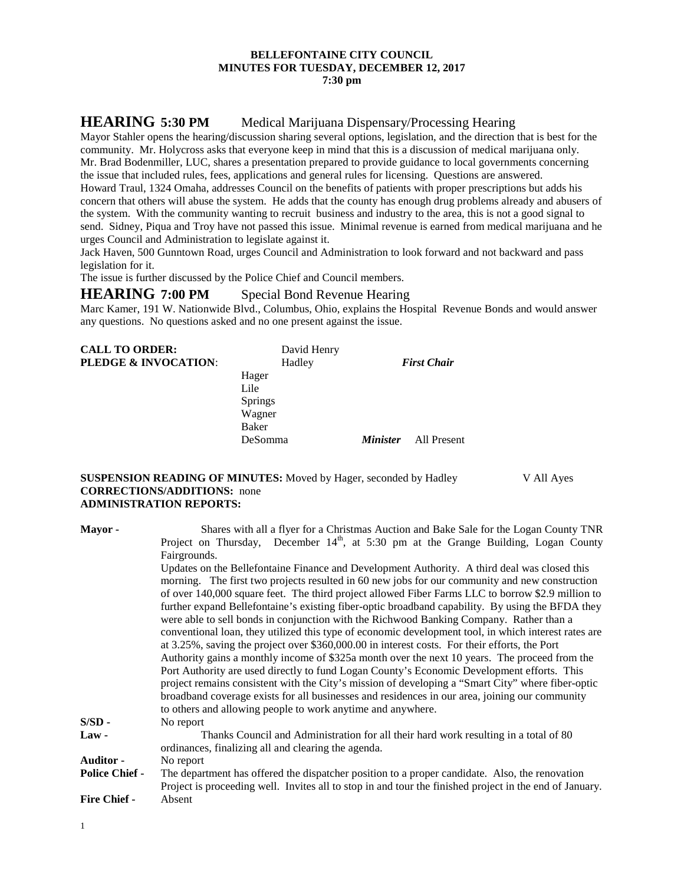**BELLEFONTAINE CITY COUNCIL**
**MINUTES FOR TUESDAY, DECEMBER 12, 2017**
**7:30 pm**

## HEARING 5:30 PM Medical Marijuana Dispensary/Processing Hearing

Mayor Stahler opens the hearing/discussion sharing several options, legislation, and the direction that is best for the community. Mr. Holycross asks that everyone keep in mind that this is a discussion of medical marijuana only. Mr. Brad Bodenmiller, LUC, shares a presentation prepared to provide guidance to local governments concerning the issue that included rules, fees, applications and general rules for licensing. Questions are answered.

Howard Traul, 1324 Omaha, addresses Council on the benefits of patients with proper prescriptions but adds his concern that others will abuse the system. He adds that the county has enough drug problems already and abusers of the system. With the community wanting to recruit business and industry to the area, this is not a good signal to send. Sidney, Piqua and Troy have not passed this issue. Minimal revenue is earned from medical marijuana and he urges Council and Administration to legislate against it.

Jack Haven, 500 Gunntown Road, urges Council and Administration to look forward and not backward and pass legislation for it.

The issue is further discussed by the Police Chief and Council members.

## HEARING 7:00 PM Special Bond Revenue Hearing

Marc Kamer, 191 W. Nationwide Blvd., Columbus, Ohio, explains the Hospital Revenue Bonds and would answer any questions. No questions asked and no one present against the issue.

**CALL TO ORDER:** David Henry

**PLEDGE & INVOCATION**: Hadley *First Chair*

Hager
Lile
Springs
Wagner
Baker
DeSomma *Minister* All Present

**SUSPENSION READING OF MINUTES:** Moved by Hager, seconded by Hadley V All Ayes

**CORRECTIONS/ADDITIONS:** none

**ADMINISTRATION REPORTS:**

**Mayor -** Shares with all a flyer for a Christmas Auction and Bake Sale for the Logan County TNR Project on Thursday, December 14th, at 5:30 pm at the Grange Building, Logan County Fairgrounds.

Updates on the Bellefontaine Finance and Development Authority. A third deal was closed this morning. The first two projects resulted in 60 new jobs for our community and new construction of over 140,000 square feet. The third project allowed Fiber Farms LLC to borrow $2.9 million to further expand Bellefontaine's existing fiber-optic broadband capability. By using the BFDA they were able to sell bonds in conjunction with the Richwood Banking Company. Rather than a conventional loan, they utilized this type of economic development tool, in which interest rates are at 3.25%, saving the project over $360,000.00 in interest costs. For their efforts, the Port Authority gains a monthly income of $325a month over the next 10 years. The proceed from the Port Authority are used directly to fund Logan County's Economic Development efforts. This project remains consistent with the City's mission of developing a "Smart City" where fiber-optic broadband coverage exists for all businesses and residences in our area, joining our community to others and allowing people to work anytime and anywhere.

**S/SD -** No report

**Law -** Thanks Council and Administration for all their hard work resulting in a total of 80 ordinances, finalizing all and clearing the agenda.

**Auditor -** No report

**Police Chief -** The department has offered the dispatcher position to a proper candidate. Also, the renovation Project is proceeding well. Invites all to stop in and tour the finished project in the end of January.

**Fire Chief -** Absent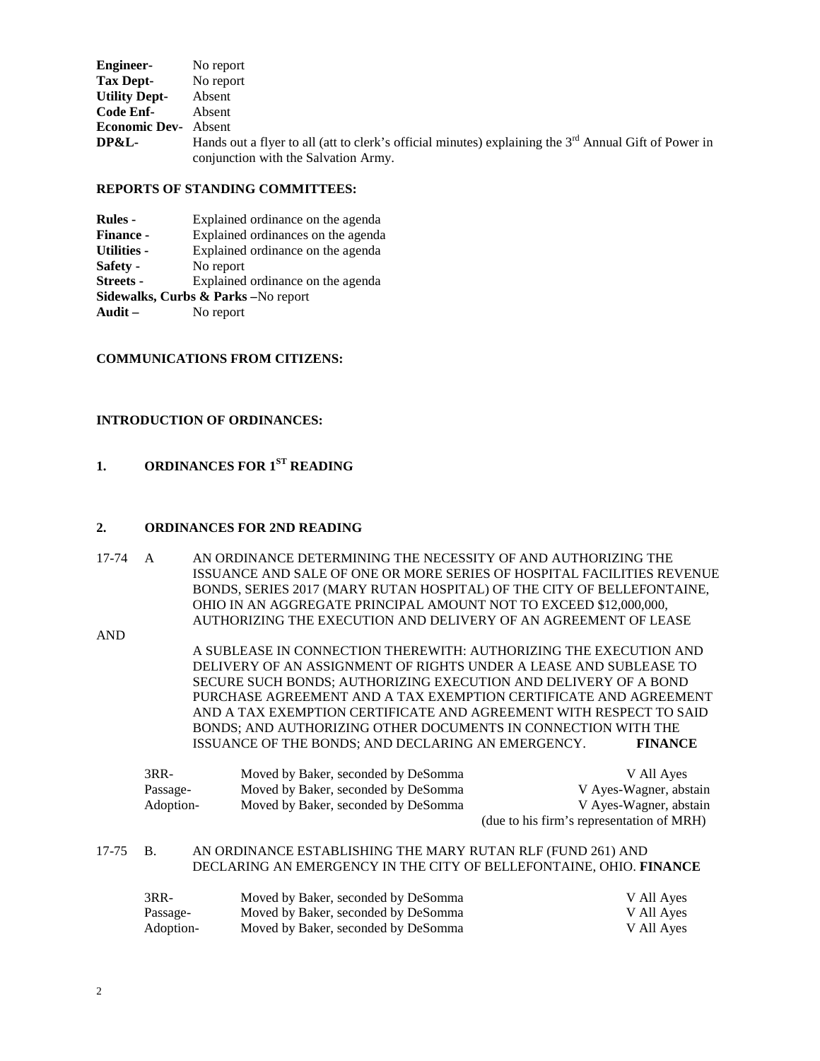**Engineer-** No report
**Tax Dept-** No report
**Utility Dept-** Absent
**Code Enf-** Absent
**Economic Dev-** Absent
**DP&L-** Hands out a flyer to all (att to clerk's official minutes) explaining the 3rd Annual Gift of Power in conjunction with the Salvation Army.

**REPORTS OF STANDING COMMITTEES:**

**Rules -** Explained ordinance on the agenda
**Finance -** Explained ordinances on the agenda
**Utilities -** Explained ordinance on the agenda
**Safety -** No report
**Streets -** Explained ordinance on the agenda
**Sidewalks, Curbs & Parks –**No report
**Audit –** No report

**COMMUNICATIONS FROM CITIZENS:**

**INTRODUCTION OF ORDINANCES:**

**1. ORDINANCES FOR 1ST READING**

**2. ORDINANCES FOR 2ND READING**

17-74 A AN ORDINANCE DETERMINING THE NECESSITY OF AND AUTHORIZING THE ISSUANCE AND SALE OF ONE OR MORE SERIES OF HOSPITAL FACILITIES REVENUE BONDS, SERIES 2017 (MARY RUTAN HOSPITAL) OF THE CITY OF BELLEFONTAINE, OHIO IN AN AGGREGATE PRINCIPAL AMOUNT NOT TO EXCEED $12,000,000, AUTHORIZING THE EXECUTION AND DELIVERY OF AN AGREEMENT OF LEASE

AND

A SUBLEASE IN CONNECTION THEREWITH: AUTHORIZING THE EXECUTION AND DELIVERY OF AN ASSIGNMENT OF RIGHTS UNDER A LEASE AND SUBLEASE TO SECURE SUCH BONDS; AUTHORIZING EXECUTION AND DELIVERY OF A BOND PURCHASE AGREEMENT AND A TAX EXEMPTION CERTIFICATE AND AGREEMENT AND A TAX EXEMPTION CERTIFICATE AND AGREEMENT WITH RESPECT TO SAID BONDS; AND AUTHORIZING OTHER DOCUMENTS IN CONNECTION WITH THE ISSUANCE OF THE BONDS; AND DECLARING AN EMERGENCY. **FINANCE**

| | | |
|---|---|---|
| 3RR- | Moved by Baker, seconded by DeSomma | V All Ayes |
| Passage- | Moved by Baker, seconded by DeSomma | V Ayes-Wagner, abstain |
| Adoption- | Moved by Baker, seconded by DeSomma | V Ayes-Wagner, abstain (due to his firm's representation of MRH) |

17-75 B. AN ORDINANCE ESTABLISHING THE MARY RUTAN RLF (FUND 261) AND DECLARING AN EMERGENCY IN THE CITY OF BELLEFONTAINE, OHIO. **FINANCE**

| | | |
|---|---|---|
| 3RR- | Moved by Baker, seconded by DeSomma | V All Ayes |
| Passage- | Moved by Baker, seconded by DeSomma | V All Ayes |
| Adoption- | Moved by Baker, seconded by DeSomma | V All Ayes |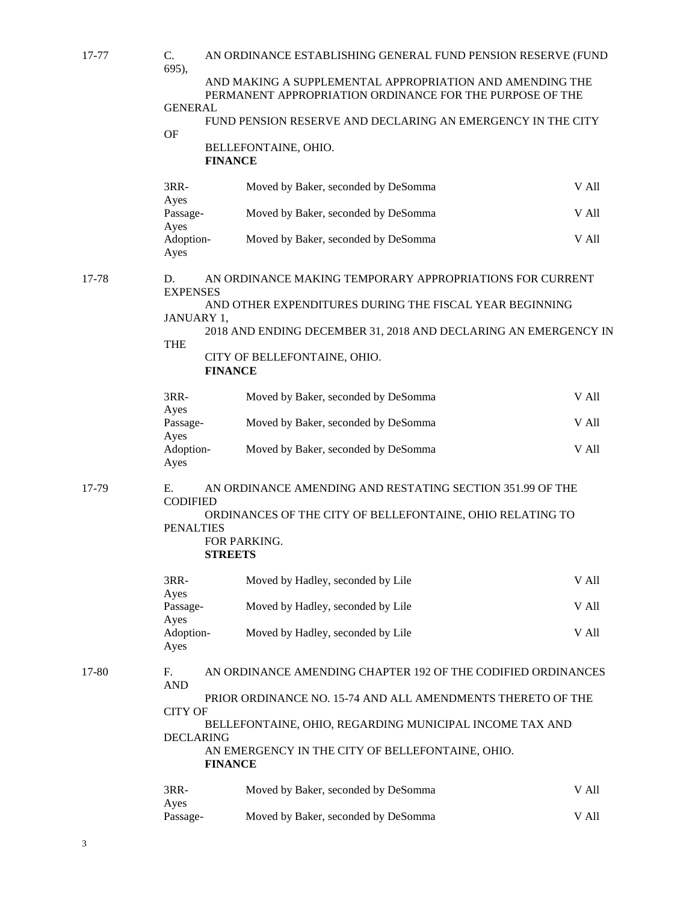17-77 C. AN ORDINANCE ESTABLISHING GENERAL FUND PENSION RESERVE (FUND 695), AND MAKING A SUPPLEMENTAL APPROPRIATION AND AMENDING THE PERMANENT APPROPRIATION ORDINANCE FOR THE PURPOSE OF THE GENERAL FUND PENSION RESERVE AND DECLARING AN EMERGENCY IN THE CITY OF BELLEFONTAINE, OHIO.
**FINANCE**

| | | |
|---|---|---|
| 3RR-Ayes | Moved by Baker, seconded by DeSomma | V All |
| Passage-Ayes | Moved by Baker, seconded by DeSomma | V All |
| Adoption-Ayes | Moved by Baker, seconded by DeSomma | V All |

17-78 D. AN ORDINANCE MAKING TEMPORARY APPROPRIATIONS FOR CURRENT EXPENSES AND OTHER EXPENDITURES DURING THE FISCAL YEAR BEGINNING JANUARY 1, 2018 AND ENDING DECEMBER 31, 2018 AND DECLARING AN EMERGENCY IN THE CITY OF BELLEFONTAINE, OHIO.
**FINANCE**

| | | |
|---|---|---|
| 3RR-Ayes | Moved by Baker, seconded by DeSomma | V All |
| Passage-Ayes | Moved by Baker, seconded by DeSomma | V All |
| Adoption-Ayes | Moved by Baker, seconded by DeSomma | V All |

17-79 E. AN ORDINANCE AMENDING AND RESTATING SECTION 351.99 OF THE CODIFIED ORDINANCES OF THE CITY OF BELLEFONTAINE, OHIO RELATING TO PENALTIES FOR PARKING.
**STREETS**

| | | |
|---|---|---|
| 3RR-Ayes | Moved by Hadley, seconded by Lile | V All |
| Passage-Ayes | Moved by Hadley, seconded by Lile | V All |
| Adoption-Ayes | Moved by Hadley, seconded by Lile | V All |

17-80 F. AN ORDINANCE AMENDING CHAPTER 192 OF THE CODIFIED ORDINANCES AND PRIOR ORDINANCE NO. 15-74 AND ALL AMENDMENTS THERETO OF THE CITY OF BELLEFONTAINE, OHIO, REGARDING MUNICIPAL INCOME TAX AND DECLARING AN EMERGENCY IN THE CITY OF BELLEFONTAINE, OHIO.
**FINANCE**

| | | |
|---|---|---|
| 3RR-Ayes | Moved by Baker, seconded by DeSomma | V All |
| Passage- | Moved by Baker, seconded by DeSomma | V All |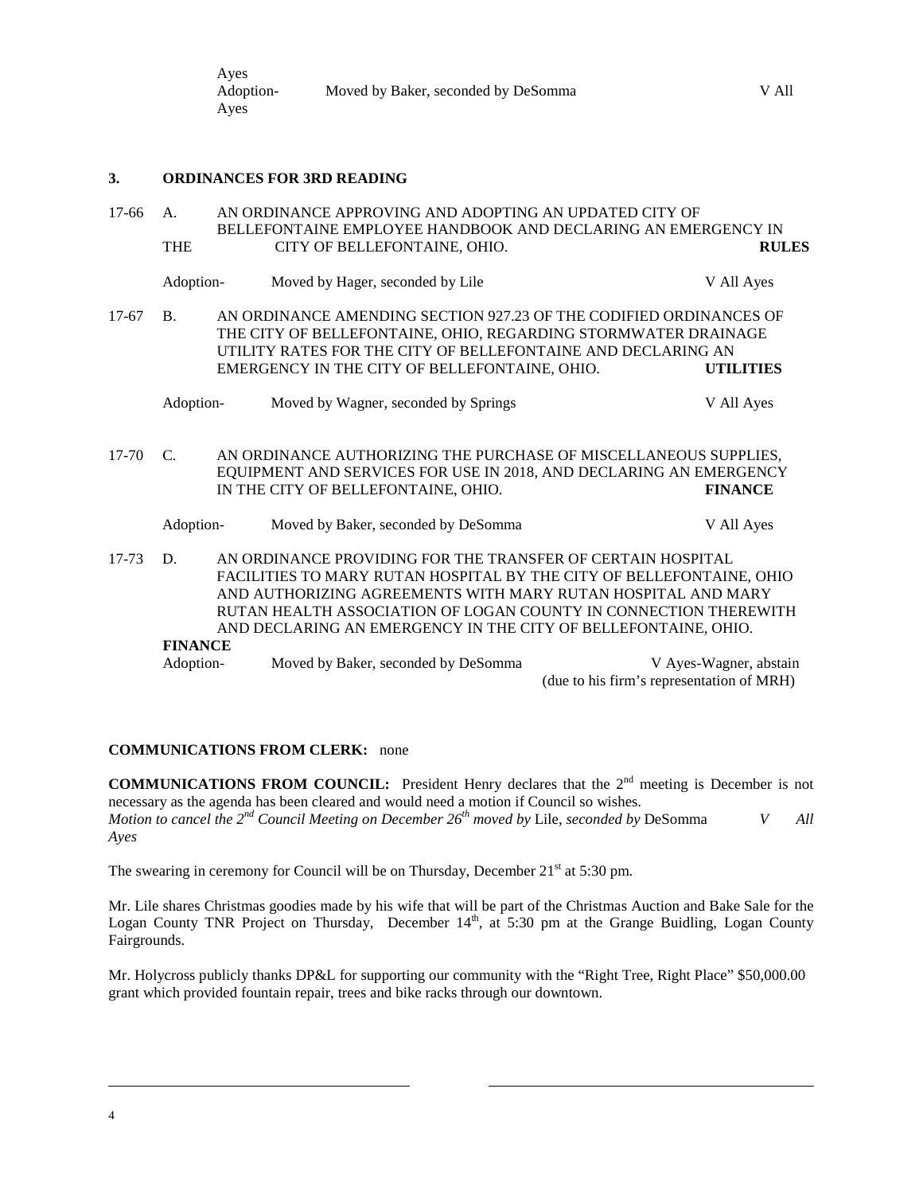Ayes
Adoption- Moved by Baker, seconded by DeSomma V All Ayes

**3. ORDINANCES FOR 3RD READING**

17-66 A. AN ORDINANCE APPROVING AND ADOPTING AN UPDATED CITY OF BELLEFONTAINE EMPLOYEE HANDBOOK AND DECLARING AN EMERGENCY IN THE CITY OF BELLEFONTAINE, OHIO. **RULES**

Adoption- Moved by Hager, seconded by Lile V All Ayes

17-67 B. AN ORDINANCE AMENDING SECTION 927.23 OF THE CODIFIED ORDINANCES OF THE CITY OF BELLEFONTAINE, OHIO, REGARDING STORMWATER DRAINAGE UTILITY RATES FOR THE CITY OF BELLEFONTAINE AND DECLARING AN EMERGENCY IN THE CITY OF BELLEFONTAINE, OHIO. **UTILITIES**

Adoption- Moved by Wagner, seconded by Springs V All Ayes

17-70 C. AN ORDINANCE AUTHORIZING THE PURCHASE OF MISCELLANEOUS SUPPLIES, EQUIPMENT AND SERVICES FOR USE IN 2018, AND DECLARING AN EMERGENCY IN THE CITY OF BELLEFONTAINE, OHIO. **FINANCE**

Adoption- Moved by Baker, seconded by DeSomma V All Ayes

17-73 D. AN ORDINANCE PROVIDING FOR THE TRANSFER OF CERTAIN HOSPITAL FACILITIES TO MARY RUTAN HOSPITAL BY THE CITY OF BELLEFONTAINE, OHIO AND AUTHORIZING AGREEMENTS WITH MARY RUTAN HOSPITAL AND MARY RUTAN HEALTH ASSOCIATION OF LOGAN COUNTY IN CONNECTION THEREWITH AND DECLARING AN EMERGENCY IN THE CITY OF BELLEFONTAINE, OHIO. **FINANCE**

Adoption- Moved by Baker, seconded by DeSomma V Ayes-Wagner, abstain (due to his firm's representation of MRH)

**COMMUNICATIONS FROM CLERK:** none

**COMMUNICATIONS FROM COUNCIL:** President Henry declares that the 2nd meeting is December is not necessary as the agenda has been cleared and would need a motion if Council so wishes.
*Motion to cancel the 2nd Council Meeting on December 26th moved by* Lile, *seconded by* DeSomma *V All Ayes*

The swearing in ceremony for Council will be on Thursday, December 21st at 5:30 pm.

Mr. Lile shares Christmas goodies made by his wife that will be part of the Christmas Auction and Bake Sale for the Logan County TNR Project on Thursday, December 14th, at 5:30 pm at the Grange Buidling, Logan County Fairgrounds.

Mr. Holycross publicly thanks DP&L for supporting our community with the "Right Tree, Right Place" $50,000.00 grant which provided fountain repair, trees and bike racks through our downtown.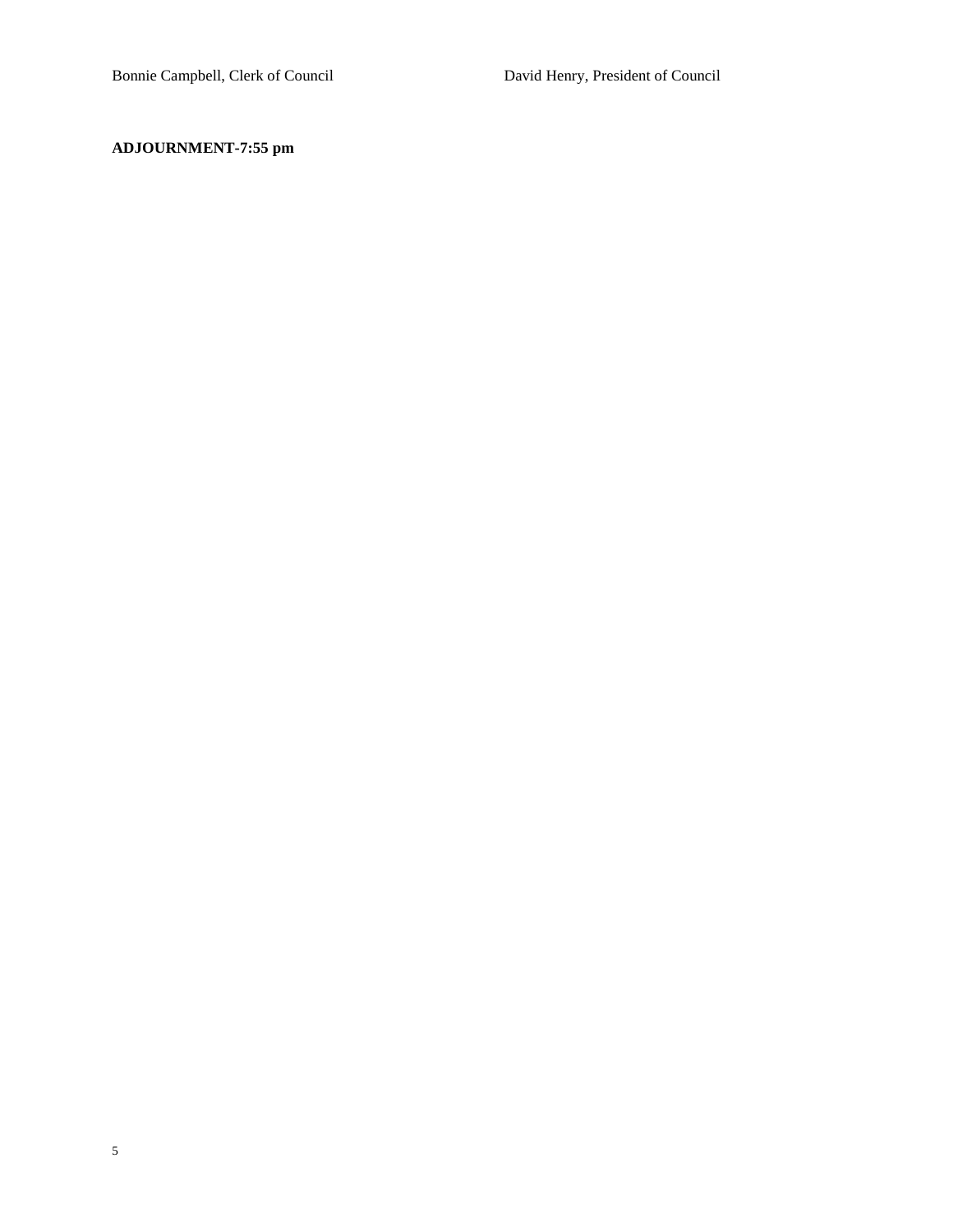Bonnie Campbell, Clerk of Council David Henry, President of Council

**ADJOURNMENT-7:55 pm**